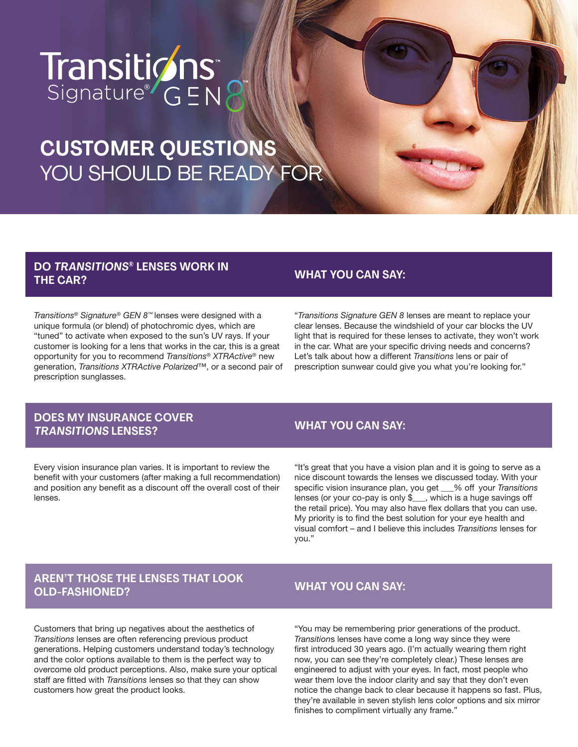# Transitions® Signature® GEN 8™

# CUSTOMER QUESTIONS YOU SHOULD BE READY FOR

## DO *TRANSITIONS®* LENSES WORK IN THE CAR?

*Transitions® Signature® GEN 8™* lenses were designed with a unique formula (or blend) of photochromic dyes, which are "tuned" to activate when exposed to the sun's UV rays. If your customer is looking for a lens that works in the car, this is a great opportunity for you to recommend *Transitions® XTRActive®* new generation, *Transitions XTRActive Polarized*™, or a second pair of prescription sunglasses.

### WHAT YOU CAN SAY:

"*Transitions Signature GEN 8* lenses are meant to replace your clear lenses. Because the windshield of your car blocks the UV light that is required for these lenses to activate, they won't work in the car. What are your specific driving needs and concerns? Let's talk about how a different *Transitions* lens or pair of prescription sunwear could give you what you're looking for."

## DOES MY INSURANCE COVER *TRANSITIONS* LENSES?

Every vision insurance plan varies. It is important to review the benefit with your customers (after making a full recommendation) and position any benefit as a discount off the overall cost of their lenses.

### WHAT YOU CAN SAY:

"It's great that you have a vision plan and it is going to serve as a nice discount towards the lenses we discussed today. With your specific vision insurance plan, you get ___% off your *Transitions* lenses (or your co-pay is only $___, which is a huge savings off the retail price). You may also have flex dollars that you can use. My priority is to find the best solution for your eye health and visual comfort – and I believe this includes *Transitions* lenses for you."

## AREN'T THOSE THE LENSES THAT LOOK OLD-FASHIONED?

Customers that bring up negatives about the aesthetics of *Transitions* lenses are often referencing previous product generations. Helping customers understand today's technology and the color options available to them is the perfect way to overcome old product perceptions. Also, make sure your optical staff are fitted with *Transitions* lenses so that they can show customers how great the product looks.

### WHAT YOU CAN SAY:

"You may be remembering prior generations of the product. *Transitions* lenses have come a long way since they were first introduced 30 years ago. (I'm actually wearing them right now, you can see they're completely clear.) These lenses are engineered to adjust with your eyes. In fact, most people who wear them love the indoor clarity and say that they don't even notice the change back to clear because it happens so fast. Plus, they're available in seven stylish lens color options and six mirror finishes to compliment virtually any frame."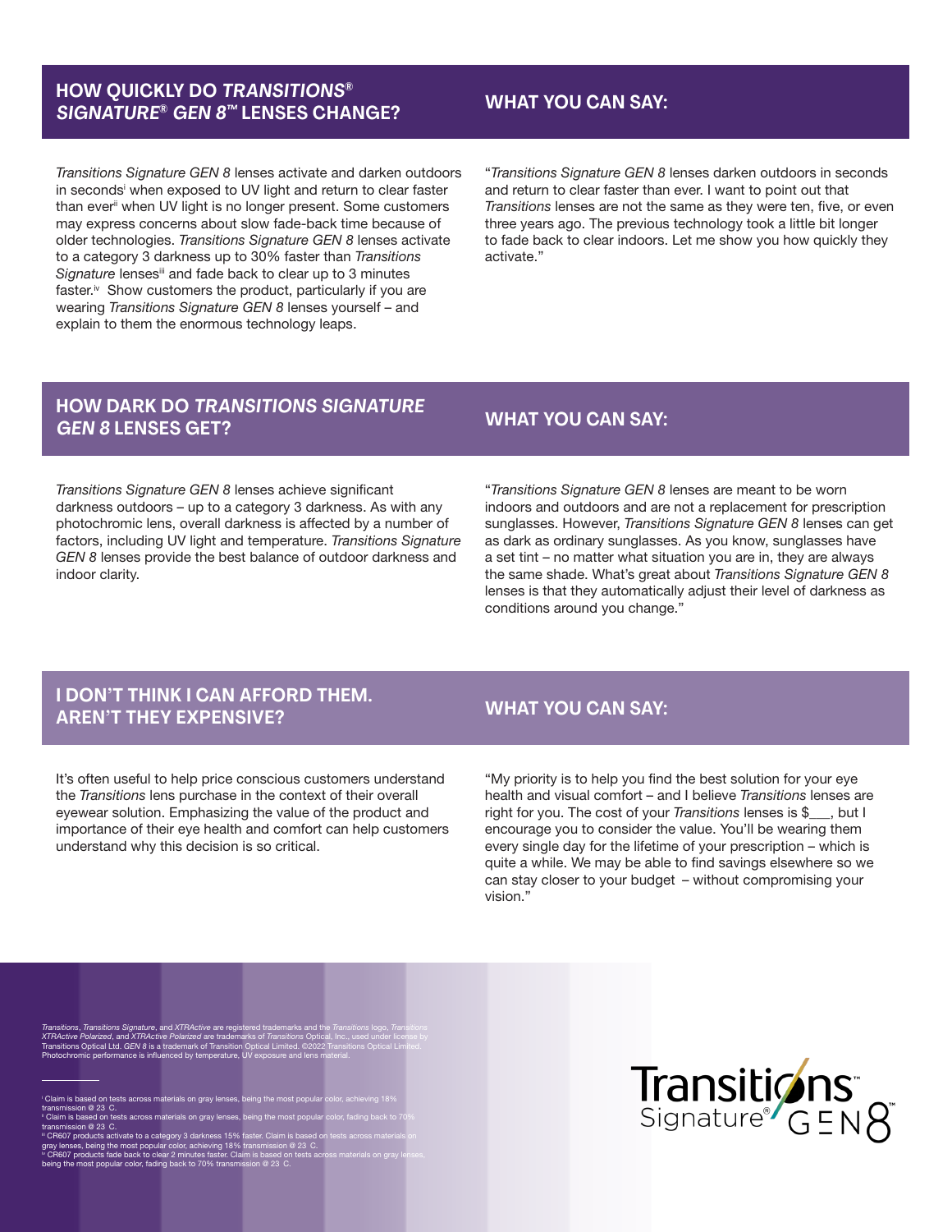## HOW QUICKLY DO *TRANSITIONS®* *SIGNATURE®* *GEN 8™* LENSES CHANGE?

*Transitions Signature GEN 8* lenses activate and darken outdoors in seconds[i] when exposed to UV light and return to clear faster than ever[ii] when UV light is no longer present. Some customers may express concerns about slow fade-back time because of older technologies. *Transitions Signature GEN 8* lenses activate to a category 3 darkness up to 30% faster than *Transitions Signature* lenses[iii] and fade back to clear up to 3 minutes faster.[iv] Show customers the product, particularly if you are wearing *Transitions Signature GEN 8* lenses yourself – and explain to them the enormous technology leaps.

### WHAT YOU CAN SAY:

"*Transitions Signature GEN 8* lenses darken outdoors in seconds and return to clear faster than ever. I want to point out that *Transitions* lenses are not the same as they were ten, five, or even three years ago. The previous technology took a little bit longer to fade back to clear indoors. Let me show you how quickly they activate."

## HOW DARK DO *TRANSITIONS SIGNATURE GEN 8* LENSES GET?

*Transitions Signature GEN 8* lenses achieve significant darkness outdoors – up to a category 3 darkness. As with any photochromic lens, overall darkness is affected by a number of factors, including UV light and temperature. *Transitions Signature GEN 8* lenses provide the best balance of outdoor darkness and indoor clarity.

### WHAT YOU CAN SAY:

"*Transitions Signature GEN 8* lenses are meant to be worn indoors and outdoors and are not a replacement for prescription sunglasses. However, *Transitions Signature GEN 8* lenses can get as dark as ordinary sunglasses. As you know, sunglasses have a set tint – no matter what situation you are in, they are always the same shade. What's great about *Transitions Signature GEN 8* lenses is that they automatically adjust their level of darkness as conditions around you change."

## I DON'T THINK I CAN AFFORD THEM. AREN'T THEY EXPENSIVE?

It's often useful to help price conscious customers understand the *Transitions* lens purchase in the context of their overall eyewear solution. Emphasizing the value of the product and importance of their eye health and comfort can help customers understand why this decision is so critical.

### WHAT YOU CAN SAY:

"My priority is to help you find the best solution for your eye health and visual comfort – and I believe *Transitions* lenses are right for you. The cost of your *Transitions* lenses is $___, but I encourage you to consider the value. You'll be wearing them every single day for the lifetime of your prescription – which is quite a while. We may be able to find savings elsewhere so we can stay closer to your budget – without compromising your vision."

*Transitions*, *Transitions Signature*, and *XTRActive* are registered trademarks and the *Transitions* logo, *Transitions XTRActive Polarized*, and *XTRActive Polarized* are trademarks of *Transitions* Optical, Inc., used under license by Transitions Optical Ltd. *GEN 8* is a trademark of Transition Optical Limited. ©2022 Transitions Optical Limited. Photochromic performance is influenced by temperature, UV exposure and lens material.

[i] Claim is based on tests across materials on gray lenses, being the most popular color, achieving 18% transmission @ 23 C.
[ii] Claim is based on tests across materials on gray lenses, being the most popular color, fading back to 70% transmission @ 23 C.
[iii] CR607 products activate to a category 3 darkness 15% faster. Claim is based on tests across materials on gray lenses, being the most popular color, achieving 18% transmission @ 23 C.
[iv] CR607 products fade back to clear 2 minutes faster. Claim is based on tests across materials on gray lenses, being the most popular color, fading back to 70% transmission @ 23 C.

Transitions™ Signature® GEN 8™